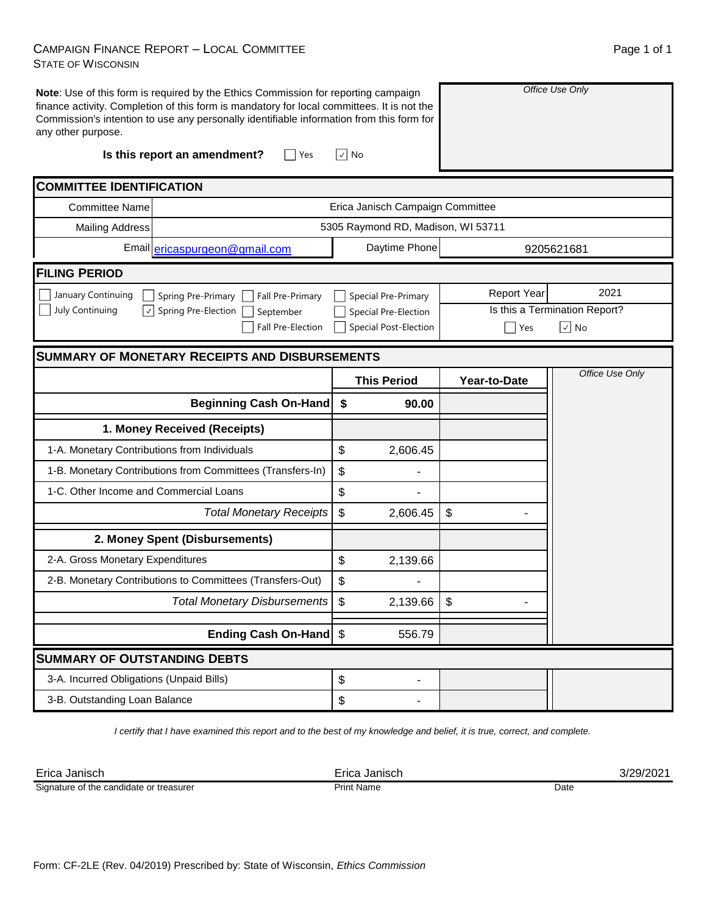# CAMPAIGN FINANCE REPORT – LOCAL COMMITTEE
STATE OF WISCONSIN

**Note**: Use of this form is required by the Ethics Commission for reporting campaign finance activity. Completion of this form is mandatory for local committees. It is not the Commission's intention to use any personally identifiable information from this form for any other purpose.

*Office Use Only*

**Is this report an amendment?** ☐ Yes ☑ No

## COMMITTEE IDENTIFICATION

| | | | |
|---|---|---|---|
| Committee Name | Erica Janisch Campaign Committee | | |
| Mailing Address | 5305 Raymond RD, Madison, WI 53711 | | |
| Email | ericaspurgeon@gmail.com | Daytime Phone | 9205621681 |

## FILING PERIOD

☐ January Continuing ☐ July Continuing ☐ Spring Pre-Primary ☑ Spring Pre-Election ☐ Fall Pre-Primary ☐ September ☐ Fall Pre-Election ☐ Special Pre-Primary ☐ Special Pre-Election ☐ Special Post-Election

Report Year: 2021

Is this a Termination Report? ☐ Yes ☑ No

## SUMMARY OF MONETARY RECEIPTS AND DISBURSEMENTS

| | This Period | Year-to-Date |
|---|---|---|
| **Beginning Cash On-Hand** | **$ 90.00** | |
| **1. Money Received (Receipts)** | | |
| 1-A. Monetary Contributions from Individuals | $ 2,606.45 | |
| 1-B. Monetary Contributions from Committees (Transfers-In) | $ - | |
| 1-C. Other Income and Commercial Loans | $ - | |
| *Total Monetary Receipts* | $ 2,606.45 | $ - |
| **2. Money Spent (Disbursements)** | | |
| 2-A. Gross Monetary Expenditures | $ 2,139.66 | |
| 2-B. Monetary Contributions to Committees (Transfers-Out) | $ - | |
| *Total Monetary Disbursements* | $ 2,139.66 | $ - |
| **Ending Cash On-Hand** | $ 556.79 | |

*Office Use Only*

## SUMMARY OF OUTSTANDING DEBTS

| | |
|---|---|
| 3-A. Incurred Obligations (Unpaid Bills) | $ - |
| 3-B. Outstanding Loan Balance | $ - |

*I certify that I have examined this report and to the best of my knowledge and belief, it is true, correct, and complete.*

| Signature of the candidate or treasurer | Print Name | Date |
|---|---|---|
| Erica Janisch | Erica Janisch | 3/29/2021 |

Form: CF-2LE (Rev. 04/2019) Prescribed by: State of Wisconsin, *Ethics Commission*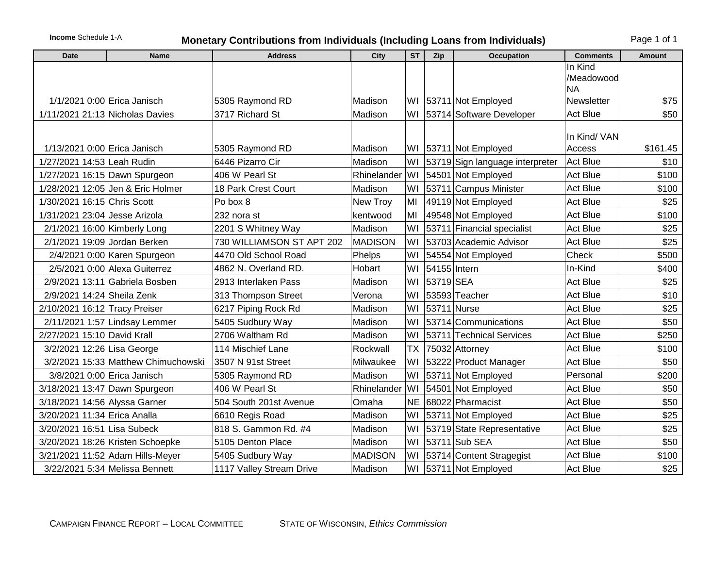**Income** Schedule 1-A

# Monetary Contributions from Individuals (Including Loans from Individuals)

| Date | Name | Address | City | ST | Zip | Occupation | Comments | Amount |
|---|---|---|---|---|---|---|---|---|
| 1/1/2021 0:00 | Erica Janisch | 5305 Raymond RD | Madison | WI | 53711 | Not Employed | In Kind /Meadowood NA Newsletter | $75 |
| 1/11/2021 21:13 | Nicholas Davies | 3717 Richard St | Madison | WI | 53714 | Software Developer | Act Blue | $50 |
| 1/13/2021 0:00 | Erica Janisch | 5305 Raymond RD | Madison | WI | 53711 | Not Employed | In Kind/ VAN Access | $161.45 |
| 1/27/2021 14:53 | Leah Rudin | 6446 Pizarro Cir | Madison | WI | 53719 | Sign language interpreter | Act Blue | $10 |
| 1/27/2021 16:15 | Dawn Spurgeon | 406 W Pearl St | Rhinelander | WI | 54501 | Not Employed | Act Blue | $100 |
| 1/28/2021 12:05 | Jen & Eric Holmer | 18 Park Crest Court | Madison | WI | 53711 | Campus Minister | Act Blue | $100 |
| 1/30/2021 16:15 | Chris Scott | Po box 8 | New Troy | MI | 49119 | Not Employed | Act Blue | $25 |
| 1/31/2021 23:04 | Jesse Arizola | 232 nora st | kentwood | MI | 49548 | Not Employed | Act Blue | $100 |
| 2/1/2021 16:00 | Kimberly Long | 2201 S Whitney Way | Madison | WI | 53711 | Financial specialist | Act Blue | $25 |
| 2/1/2021 19:09 | Jordan Berken | 730 WILLIAMSON ST APT 202 | MADISON | WI | 53703 | Academic Advisor | Act Blue | $25 |
| 2/4/2021 0:00 | Karen Spurgeon | 4470 Old School Road | Phelps | WI | 54554 | Not Employed | Check | $500 |
| 2/5/2021 0:00 | Alexa Guiterrez | 4862 N. Overland RD. | Hobart | WI | 54155 | Intern | In-Kind | $400 |
| 2/9/2021 13:11 | Gabriela Bosben | 2913 Interlaken Pass | Madison | WI | 53719 | SEA | Act Blue | $25 |
| 2/9/2021 14:24 | Sheila Zenk | 313 Thompson Street | Verona | WI | 53593 | Teacher | Act Blue | $10 |
| 2/10/2021 16:12 | Tracy Preiser | 6217 Piping Rock Rd | Madison | WI | 53711 | Nurse | Act Blue | $25 |
| 2/11/2021 1:57 | Lindsay Lemmer | 5405 Sudbury Way | Madison | WI | 53714 | Communications | Act Blue | $50 |
| 2/27/2021 15:10 | David Krall | 2706 Waltham Rd | Madison | WI | 53711 | Technical Services | Act Blue | $250 |
| 3/2/2021 12:26 | Lisa George | 114 Mischief Lane | Rockwall | TX | 75032 | Attorney | Act Blue | $100 |
| 3/2/2021 15:33 | Matthew Chimuchowski | 3507 N 91st Street | Milwaukee | WI | 53222 | Product Manager | Act Blue | $50 |
| 3/8/2021 0:00 | Erica Janisch | 5305 Raymond RD | Madison | WI | 53711 | Not Employed | Personal | $200 |
| 3/18/2021 13:47 | Dawn Spurgeon | 406 W Pearl St | Rhinelander | WI | 54501 | Not Employed | Act Blue | $50 |
| 3/18/2021 14:56 | Alyssa Garner | 504 South 201st Avenue | Omaha | NE | 68022 | Pharmacist | Act Blue | $50 |
| 3/20/2021 11:34 | Erica Analla | 6610 Regis Road | Madison | WI | 53711 | Not Employed | Act Blue | $25 |
| 3/20/2021 16:51 | Lisa Subeck | 818 S. Gammon Rd. #4 | Madison | WI | 53719 | State Representative | Act Blue | $25 |
| 3/20/2021 18:26 | Kristen Schoepke | 5105 Denton Place | Madison | WI | 53711 | Sub SEA | Act Blue | $50 |
| 3/21/2021 11:52 | Adam Hills-Meyer | 5405 Sudbury Way | MADISON | WI | 53714 | Content Stragegist | Act Blue | $100 |
| 3/22/2021 5:34 | Melissa Bennett | 1117 Valley Stream Drive | Madison | WI | 53711 | Not Employed | Act Blue | $25 |

CAMPAIGN FINANCE REPORT – LOCAL COMMITTEE STATE OF WISCONSIN, *Ethics Commission*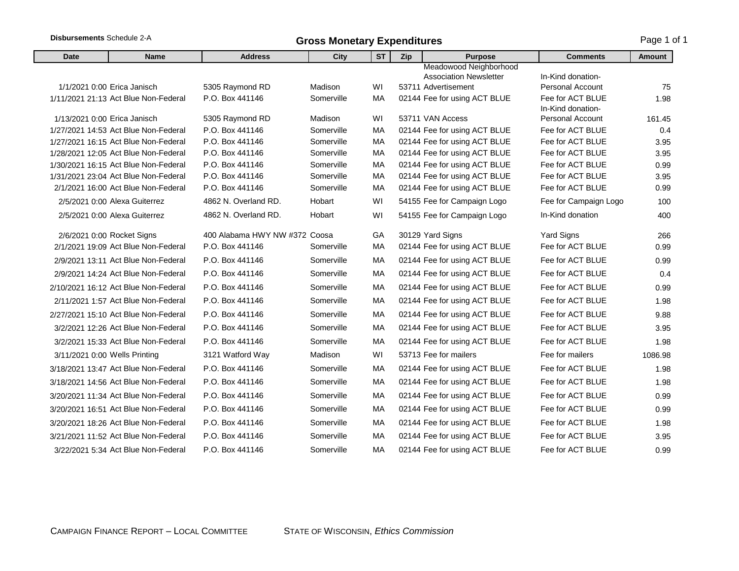**Disbursements** Schedule 2-A

## Gross Monetary Expenditures

| Date | Name | Address | City | ST | Zip | Purpose | Comments | Amount |
|---|---|---|---|---|---|---|---|---|
| 1/1/2021 0:00 | Erica Janisch | 5305 Raymond RD | Madison | WI | 53711 | Meadowood Neighborhood Association Newsletter Advertisement | In-Kind donation- Personal Account | 75 |
| 1/11/2021 21:13 | Act Blue Non-Federal | P.O. Box 441146 | Somerville | MA | 02144 | Fee for using ACT BLUE | Fee for ACT BLUE | 1.98 |
| 1/13/2021 0:00 | Erica Janisch | 5305 Raymond RD | Madison | WI | 53711 | VAN Access | In-Kind donation- Personal Account | 161.45 |
| 1/27/2021 14:53 | Act Blue Non-Federal | P.O. Box 441146 | Somerville | MA | 02144 | Fee for using ACT BLUE | Fee for ACT BLUE | 0.4 |
| 1/27/2021 16:15 | Act Blue Non-Federal | P.O. Box 441146 | Somerville | MA | 02144 | Fee for using ACT BLUE | Fee for ACT BLUE | 3.95 |
| 1/28/2021 12:05 | Act Blue Non-Federal | P.O. Box 441146 | Somerville | MA | 02144 | Fee for using ACT BLUE | Fee for ACT BLUE | 3.95 |
| 1/30/2021 16:15 | Act Blue Non-Federal | P.O. Box 441146 | Somerville | MA | 02144 | Fee for using ACT BLUE | Fee for ACT BLUE | 0.99 |
| 1/31/2021 23:04 | Act Blue Non-Federal | P.O. Box 441146 | Somerville | MA | 02144 | Fee for using ACT BLUE | Fee for ACT BLUE | 3.95 |
| 2/1/2021 16:00 | Act Blue Non-Federal | P.O. Box 441146 | Somerville | MA | 02144 | Fee for using ACT BLUE | Fee for ACT BLUE | 0.99 |
| 2/5/2021 0:00 | Alexa Guiterrez | 4862 N. Overland RD. | Hobart | WI | 54155 | Fee for Campaign Logo | Fee for Campaign Logo | 100 |
| 2/5/2021 0:00 | Alexa Guiterrez | 4862 N. Overland RD. | Hobart | WI | 54155 | Fee for Campaign Logo | In-Kind donation | 400 |
| 2/6/2021 0:00 | Rocket Signs | 400 Alabama HWY NW #372 | Coosa | GA | 30129 | Yard Signs | Yard Signs | 266 |
| 2/1/2021 19:09 | Act Blue Non-Federal | P.O. Box 441146 | Somerville | MA | 02144 | Fee for using ACT BLUE | Fee for ACT BLUE | 0.99 |
| 2/9/2021 13:11 | Act Blue Non-Federal | P.O. Box 441146 | Somerville | MA | 02144 | Fee for using ACT BLUE | Fee for ACT BLUE | 0.99 |
| 2/9/2021 14:24 | Act Blue Non-Federal | P.O. Box 441146 | Somerville | MA | 02144 | Fee for using ACT BLUE | Fee for ACT BLUE | 0.4 |
| 2/10/2021 16:12 | Act Blue Non-Federal | P.O. Box 441146 | Somerville | MA | 02144 | Fee for using ACT BLUE | Fee for ACT BLUE | 0.99 |
| 2/11/2021 1:57 | Act Blue Non-Federal | P.O. Box 441146 | Somerville | MA | 02144 | Fee for using ACT BLUE | Fee for ACT BLUE | 1.98 |
| 2/27/2021 15:10 | Act Blue Non-Federal | P.O. Box 441146 | Somerville | MA | 02144 | Fee for using ACT BLUE | Fee for ACT BLUE | 9.88 |
| 3/2/2021 12:26 | Act Blue Non-Federal | P.O. Box 441146 | Somerville | MA | 02144 | Fee for using ACT BLUE | Fee for ACT BLUE | 3.95 |
| 3/2/2021 15:33 | Act Blue Non-Federal | P.O. Box 441146 | Somerville | MA | 02144 | Fee for using ACT BLUE | Fee for ACT BLUE | 1.98 |
| 3/11/2021 0:00 | Wells Printing | 3121 Watford Way | Madison | WI | 53713 | Fee for mailers | Fee for mailers | 1086.98 |
| 3/18/2021 13:47 | Act Blue Non-Federal | P.O. Box 441146 | Somerville | MA | 02144 | Fee for using ACT BLUE | Fee for ACT BLUE | 1.98 |
| 3/18/2021 14:56 | Act Blue Non-Federal | P.O. Box 441146 | Somerville | MA | 02144 | Fee for using ACT BLUE | Fee for ACT BLUE | 1.98 |
| 3/20/2021 11:34 | Act Blue Non-Federal | P.O. Box 441146 | Somerville | MA | 02144 | Fee for using ACT BLUE | Fee for ACT BLUE | 0.99 |
| 3/20/2021 16:51 | Act Blue Non-Federal | P.O. Box 441146 | Somerville | MA | 02144 | Fee for using ACT BLUE | Fee for ACT BLUE | 0.99 |
| 3/20/2021 18:26 | Act Blue Non-Federal | P.O. Box 441146 | Somerville | MA | 02144 | Fee for using ACT BLUE | Fee for ACT BLUE | 1.98 |
| 3/21/2021 11:52 | Act Blue Non-Federal | P.O. Box 441146 | Somerville | MA | 02144 | Fee for using ACT BLUE | Fee for ACT BLUE | 3.95 |
| 3/22/2021 5:34 | Act Blue Non-Federal | P.O. Box 441146 | Somerville | MA | 02144 | Fee for using ACT BLUE | Fee for ACT BLUE | 0.99 |

CAMPAIGN FINANCE REPORT – LOCAL COMMITTEE STATE OF WISCONSIN, *Ethics Commission*